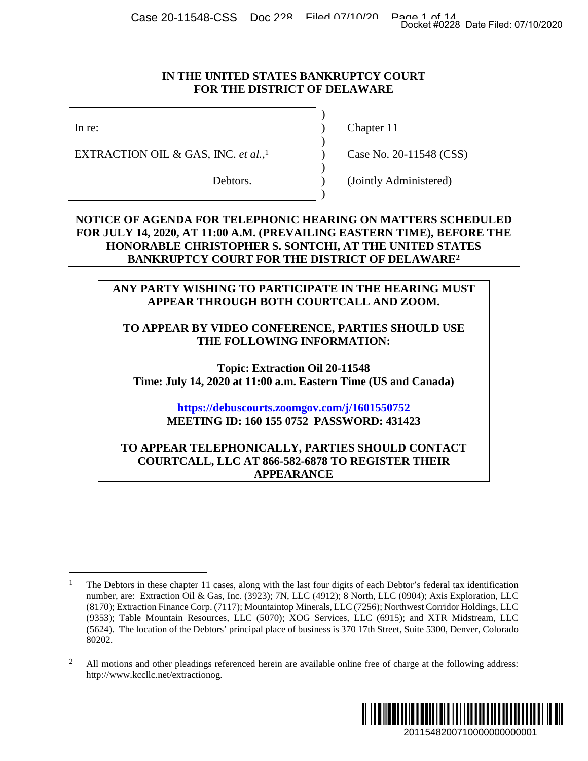IN THE UNITED STATES BANKRUPTCY COURT
FOR THE DISTRICT OF DELAWARE

| | |
|---|---|
| In re: | Chapter 11 |
| EXTRACTION OIL & GAS, INC. *et al.*,[1] | Case No. 20-11548 (CSS) |
| Debtors. | (Jointly Administered) |

**NOTICE OF AGENDA FOR TELEPHONIC HEARING ON MATTERS SCHEDULED FOR JULY 14, 2020, AT 11:00 A.M. (PREVAILING EASTERN TIME), BEFORE THE HONORABLE CHRISTOPHER S. SONTCHI, AT THE UNITED STATES BANKRUPTCY COURT FOR THE DISTRICT OF DELAWARE[2]**

**ANY PARTY WISHING TO PARTICIPATE IN THE HEARING MUST APPEAR THROUGH BOTH COURTCALL AND ZOOM.**

**TO APPEAR BY VIDEO CONFERENCE, PARTIES SHOULD USE THE FOLLOWING INFORMATION:**

**Topic: Extraction Oil 20-11548**
**Time: July 14, 2020 at 11:00 a.m. Eastern Time (US and Canada)**

**https://debuscourts.zoomgov.com/j/1601550752**
**MEETING ID: 160 155 0752 PASSWORD: 431423**

**TO APPEAR TELEPHONICALLY, PARTIES SHOULD CONTACT COURTCALL, LLC AT 866-582-6878 TO REGISTER THEIR APPEARANCE**

---

[1] The Debtors in these chapter 11 cases, along with the last four digits of each Debtor's federal tax identification number, are: Extraction Oil & Gas, Inc. (3923); 7N, LLC (4912); 8 North, LLC (0904); Axis Exploration, LLC (8170); Extraction Finance Corp. (7117); Mountaintop Minerals, LLC (7256); Northwest Corridor Holdings, LLC (9353); Table Mountain Resources, LLC (5070); XOG Services, LLC (6915); and XTR Midstream, LLC (5624). The location of the Debtors' principal place of business is 370 17th Street, Suite 5300, Denver, Colorado 80202.

[2] All motions and other pleadings referenced herein are available online free of charge at the following address: http://www.kccllc.net/extractionog.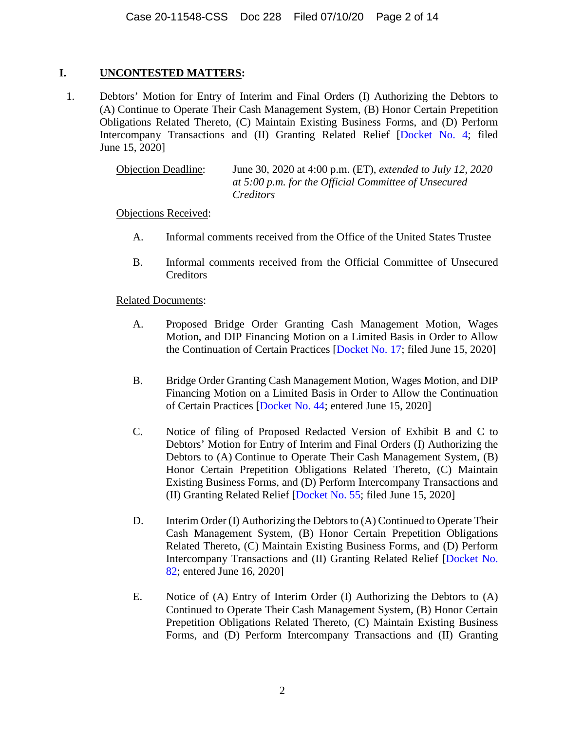## I. <u>UNCONTESTED MATTERS</u>:

1. Debtors' Motion for Entry of Interim and Final Orders (I) Authorizing the Debtors to (A) Continue to Operate Their Cash Management System, (B) Honor Certain Prepetition Obligations Related Thereto, (C) Maintain Existing Business Forms, and (D) Perform Intercompany Transactions and (II) Granting Related Relief [Docket No. 4; filed June 15, 2020]

   <u>Objection Deadline</u>: June 30, 2020 at 4:00 p.m. (ET), *extended to July 12, 2020 at 5:00 p.m. for the Official Committee of Unsecured Creditors*

   <u>Objections Received</u>:

   A. Informal comments received from the Office of the United States Trustee

   B. Informal comments received from the Official Committee of Unsecured Creditors

   <u>Related Documents</u>:

   A. Proposed Bridge Order Granting Cash Management Motion, Wages Motion, and DIP Financing Motion on a Limited Basis in Order to Allow the Continuation of Certain Practices [Docket No. 17; filed June 15, 2020]

   B. Bridge Order Granting Cash Management Motion, Wages Motion, and DIP Financing Motion on a Limited Basis in Order to Allow the Continuation of Certain Practices [Docket No. 44; entered June 15, 2020]

   C. Notice of filing of Proposed Redacted Version of Exhibit B and C to Debtors' Motion for Entry of Interim and Final Orders (I) Authorizing the Debtors to (A) Continue to Operate Their Cash Management System, (B) Honor Certain Prepetition Obligations Related Thereto, (C) Maintain Existing Business Forms, and (D) Perform Intercompany Transactions and (II) Granting Related Relief [Docket No. 55; filed June 15, 2020]

   D. Interim Order (I) Authorizing the Debtors to (A) Continued to Operate Their Cash Management System, (B) Honor Certain Prepetition Obligations Related Thereto, (C) Maintain Existing Business Forms, and (D) Perform Intercompany Transactions and (II) Granting Related Relief [Docket No. 82; entered June 16, 2020]

   E. Notice of (A) Entry of Interim Order (I) Authorizing the Debtors to (A) Continued to Operate Their Cash Management System, (B) Honor Certain Prepetition Obligations Related Thereto, (C) Maintain Existing Business Forms, and (D) Perform Intercompany Transactions and (II) Granting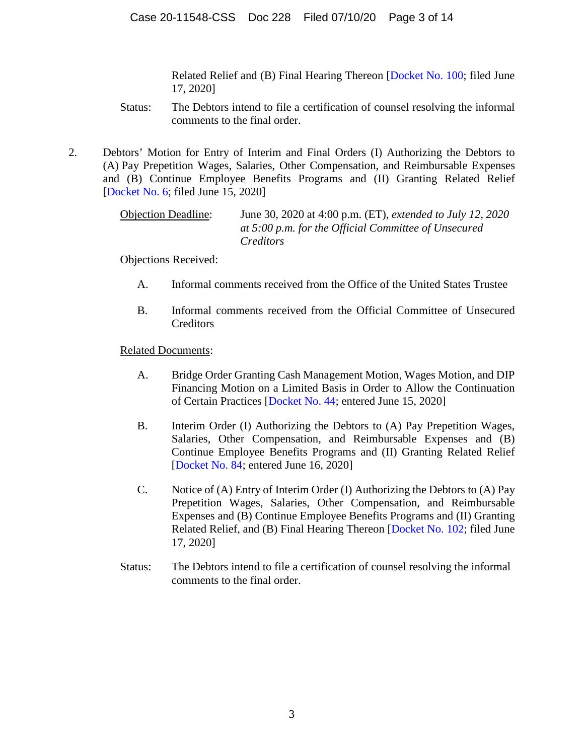Related Relief and (B) Final Hearing Thereon [Docket No. 100; filed June 17, 2020]

Status: The Debtors intend to file a certification of counsel resolving the informal comments to the final order.

2. Debtors' Motion for Entry of Interim and Final Orders (I) Authorizing the Debtors to (A) Pay Prepetition Wages, Salaries, Other Compensation, and Reimbursable Expenses and (B) Continue Employee Benefits Programs and (II) Granting Related Relief [Docket No. 6; filed June 15, 2020]

   Objection Deadline: June 30, 2020 at 4:00 p.m. (ET), *extended to July 12, 2020 at 5:00 p.m. for the Official Committee of Unsecured Creditors*

   Objections Received:

   A. Informal comments received from the Office of the United States Trustee

   B. Informal comments received from the Official Committee of Unsecured Creditors

   Related Documents:

   A. Bridge Order Granting Cash Management Motion, Wages Motion, and DIP Financing Motion on a Limited Basis in Order to Allow the Continuation of Certain Practices [Docket No. 44; entered June 15, 2020]

   B. Interim Order (I) Authorizing the Debtors to (A) Pay Prepetition Wages, Salaries, Other Compensation, and Reimbursable Expenses and (B) Continue Employee Benefits Programs and (II) Granting Related Relief [Docket No. 84; entered June 16, 2020]

   C. Notice of (A) Entry of Interim Order (I) Authorizing the Debtors to (A) Pay Prepetition Wages, Salaries, Other Compensation, and Reimbursable Expenses and (B) Continue Employee Benefits Programs and (II) Granting Related Relief, and (B) Final Hearing Thereon [Docket No. 102; filed June 17, 2020]

   Status: The Debtors intend to file a certification of counsel resolving the informal comments to the final order.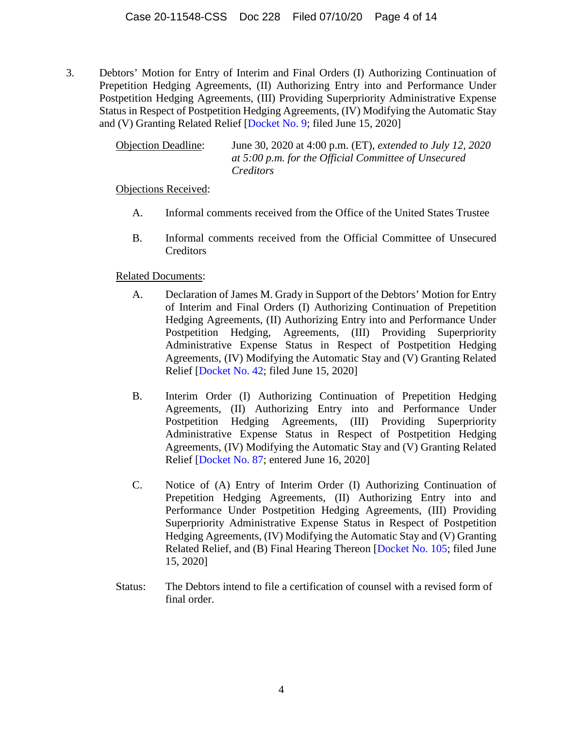3. Debtors' Motion for Entry of Interim and Final Orders (I) Authorizing Continuation of Prepetition Hedging Agreements, (II) Authorizing Entry into and Performance Under Postpetition Hedging Agreements, (III) Providing Superpriority Administrative Expense Status in Respect of Postpetition Hedging Agreements, (IV) Modifying the Automatic Stay and (V) Granting Related Relief [Docket No. 9; filed June 15, 2020]

   Objection Deadline: June 30, 2020 at 4:00 p.m. (ET), *extended to July 12, 2020 at 5:00 p.m. for the Official Committee of Unsecured Creditors*

   Objections Received:

   A. Informal comments received from the Office of the United States Trustee

   B. Informal comments received from the Official Committee of Unsecured Creditors

   Related Documents:

   A. Declaration of James M. Grady in Support of the Debtors' Motion for Entry of Interim and Final Orders (I) Authorizing Continuation of Prepetition Hedging Agreements, (II) Authorizing Entry into and Performance Under Postpetition Hedging, Agreements, (III) Providing Superpriority Administrative Expense Status in Respect of Postpetition Hedging Agreements, (IV) Modifying the Automatic Stay and (V) Granting Related Relief [Docket No. 42; filed June 15, 2020]

   B. Interim Order (I) Authorizing Continuation of Prepetition Hedging Agreements, (II) Authorizing Entry into and Performance Under Postpetition Hedging Agreements, (III) Providing Superpriority Administrative Expense Status in Respect of Postpetition Hedging Agreements, (IV) Modifying the Automatic Stay and (V) Granting Related Relief [Docket No. 87; entered June 16, 2020]

   C. Notice of (A) Entry of Interim Order (I) Authorizing Continuation of Prepetition Hedging Agreements, (II) Authorizing Entry into and Performance Under Postpetition Hedging Agreements, (III) Providing Superpriority Administrative Expense Status in Respect of Postpetition Hedging Agreements, (IV) Modifying the Automatic Stay and (V) Granting Related Relief, and (B) Final Hearing Thereon [Docket No. 105; filed June 15, 2020]

   Status: The Debtors intend to file a certification of counsel with a revised form of final order.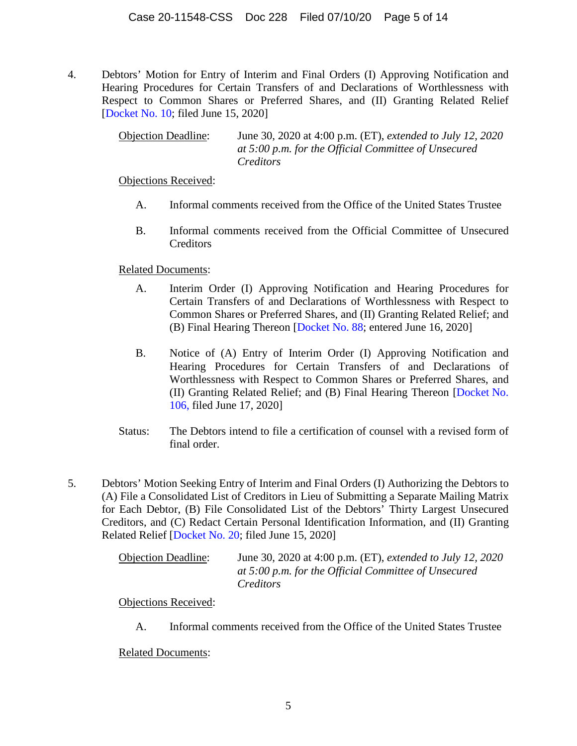4. Debtors' Motion for Entry of Interim and Final Orders (I) Approving Notification and Hearing Procedures for Certain Transfers of and Declarations of Worthlessness with Respect to Common Shares or Preferred Shares, and (II) Granting Related Relief [Docket No. 10; filed June 15, 2020]

   Objection Deadline: June 30, 2020 at 4:00 p.m. (ET), *extended to July 12, 2020 at 5:00 p.m. for the Official Committee of Unsecured Creditors*

   Objections Received:

   A. Informal comments received from the Office of the United States Trustee

   B. Informal comments received from the Official Committee of Unsecured Creditors

   Related Documents:

   A. Interim Order (I) Approving Notification and Hearing Procedures for Certain Transfers of and Declarations of Worthlessness with Respect to Common Shares or Preferred Shares, and (II) Granting Related Relief; and (B) Final Hearing Thereon [Docket No. 88; entered June 16, 2020]

   B. Notice of (A) Entry of Interim Order (I) Approving Notification and Hearing Procedures for Certain Transfers of and Declarations of Worthlessness with Respect to Common Shares or Preferred Shares, and (II) Granting Related Relief; and (B) Final Hearing Thereon [Docket No. 106, filed June 17, 2020]

   Status: The Debtors intend to file a certification of counsel with a revised form of final order.

5. Debtors' Motion Seeking Entry of Interim and Final Orders (I) Authorizing the Debtors to (A) File a Consolidated List of Creditors in Lieu of Submitting a Separate Mailing Matrix for Each Debtor, (B) File Consolidated List of the Debtors' Thirty Largest Unsecured Creditors, and (C) Redact Certain Personal Identification Information, and (II) Granting Related Relief [Docket No. 20; filed June 15, 2020]

   Objection Deadline: June 30, 2020 at 4:00 p.m. (ET), *extended to July 12, 2020 at 5:00 p.m. for the Official Committee of Unsecured Creditors*

   Objections Received:

   A. Informal comments received from the Office of the United States Trustee

   Related Documents: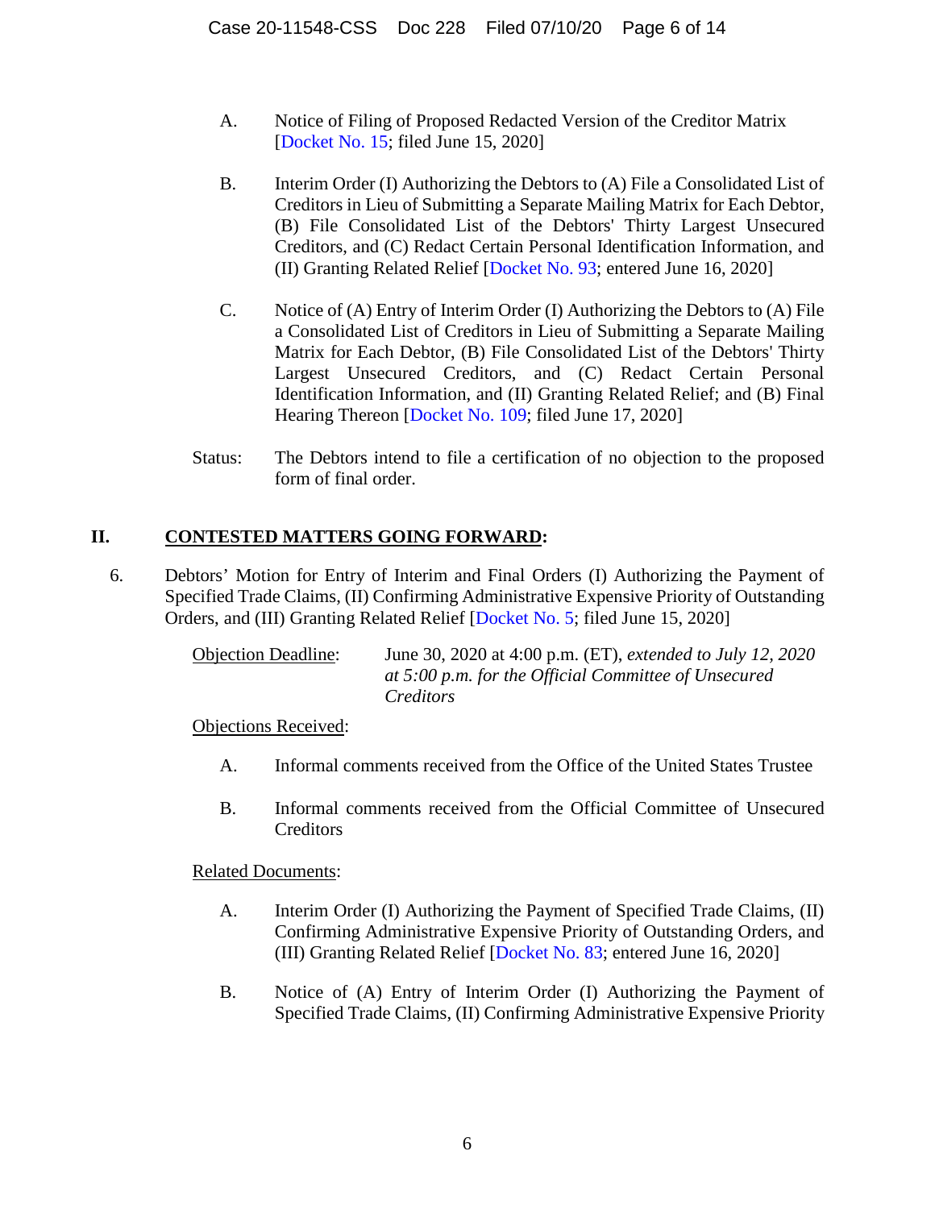A. Notice of Filing of Proposed Redacted Version of the Creditor Matrix [Docket No. 15; filed June 15, 2020]

B. Interim Order (I) Authorizing the Debtors to (A) File a Consolidated List of Creditors in Lieu of Submitting a Separate Mailing Matrix for Each Debtor, (B) File Consolidated List of the Debtors' Thirty Largest Unsecured Creditors, and (C) Redact Certain Personal Identification Information, and (II) Granting Related Relief [Docket No. 93; entered June 16, 2020]

C. Notice of (A) Entry of Interim Order (I) Authorizing the Debtors to (A) File a Consolidated List of Creditors in Lieu of Submitting a Separate Mailing Matrix for Each Debtor, (B) File Consolidated List of the Debtors' Thirty Largest Unsecured Creditors, and (C) Redact Certain Personal Identification Information, and (II) Granting Related Relief; and (B) Final Hearing Thereon [Docket No. 109; filed June 17, 2020]

Status: The Debtors intend to file a certification of no objection to the proposed form of final order.

## II. **CONTESTED MATTERS GOING FORWARD:**

6. Debtors' Motion for Entry of Interim and Final Orders (I) Authorizing the Payment of Specified Trade Claims, (II) Confirming Administrative Expensive Priority of Outstanding Orders, and (III) Granting Related Relief [Docket No. 5; filed June 15, 2020]

Objection Deadline: June 30, 2020 at 4:00 p.m. (ET), *extended to July 12, 2020 at 5:00 p.m. for the Official Committee of Unsecured Creditors*

Objections Received:

A. Informal comments received from the Office of the United States Trustee

B. Informal comments received from the Official Committee of Unsecured Creditors

Related Documents:

A. Interim Order (I) Authorizing the Payment of Specified Trade Claims, (II) Confirming Administrative Expensive Priority of Outstanding Orders, and (III) Granting Related Relief [Docket No. 83; entered June 16, 2020]

B. Notice of (A) Entry of Interim Order (I) Authorizing the Payment of Specified Trade Claims, (II) Confirming Administrative Expensive Priority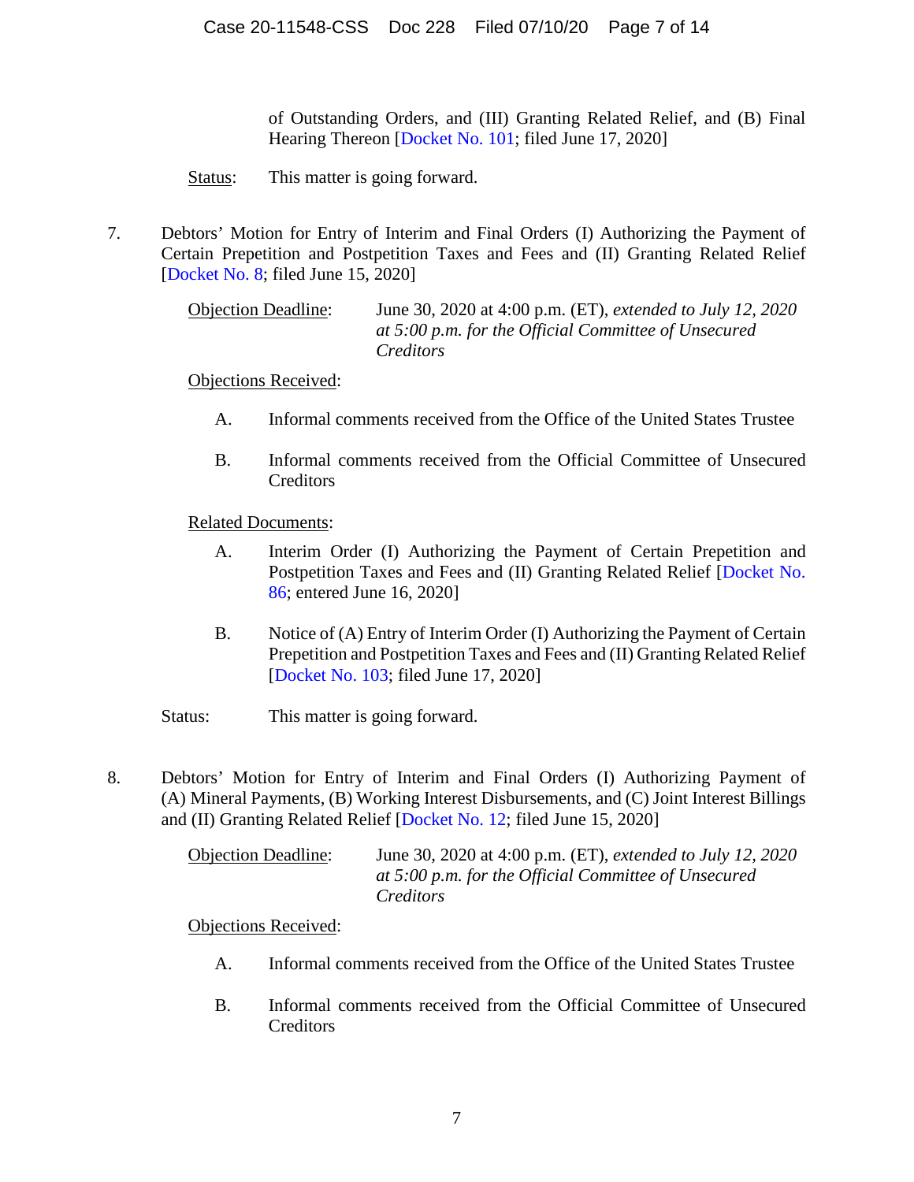of Outstanding Orders, and (III) Granting Related Relief, and (B) Final Hearing Thereon [Docket No. 101; filed June 17, 2020]

Status: This matter is going forward.

7. Debtors' Motion for Entry of Interim and Final Orders (I) Authorizing the Payment of Certain Prepetition and Postpetition Taxes and Fees and (II) Granting Related Relief [Docket No. 8; filed June 15, 2020]

Objection Deadline: June 30, 2020 at 4:00 p.m. (ET), *extended to July 12, 2020 at 5:00 p.m. for the Official Committee of Unsecured Creditors*

Objections Received:

A. Informal comments received from the Office of the United States Trustee

B. Informal comments received from the Official Committee of Unsecured Creditors

Related Documents:

A. Interim Order (I) Authorizing the Payment of Certain Prepetition and Postpetition Taxes and Fees and (II) Granting Related Relief [Docket No. 86; entered June 16, 2020]

B. Notice of (A) Entry of Interim Order (I) Authorizing the Payment of Certain Prepetition and Postpetition Taxes and Fees and (II) Granting Related Relief [Docket No. 103; filed June 17, 2020]

Status: This matter is going forward.

8. Debtors' Motion for Entry of Interim and Final Orders (I) Authorizing Payment of (A) Mineral Payments, (B) Working Interest Disbursements, and (C) Joint Interest Billings and (II) Granting Related Relief [Docket No. 12; filed June 15, 2020]

Objection Deadline: June 30, 2020 at 4:00 p.m. (ET), *extended to July 12, 2020 at 5:00 p.m. for the Official Committee of Unsecured Creditors*

Objections Received:

A. Informal comments received from the Office of the United States Trustee

B. Informal comments received from the Official Committee of Unsecured Creditors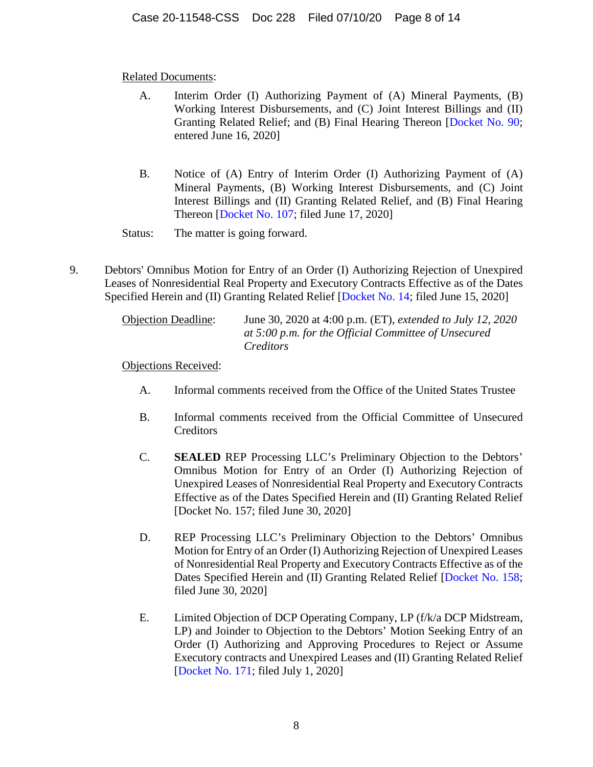<u>Related Documents</u>:

A. Interim Order (I) Authorizing Payment of (A) Mineral Payments, (B) Working Interest Disbursements, and (C) Joint Interest Billings and (II) Granting Related Relief; and (B) Final Hearing Thereon [Docket No. 90; entered June 16, 2020]

B. Notice of (A) Entry of Interim Order (I) Authorizing Payment of (A) Mineral Payments, (B) Working Interest Disbursements, and (C) Joint Interest Billings and (II) Granting Related Relief, and (B) Final Hearing Thereon [Docket No. 107; filed June 17, 2020]

Status: The matter is going forward.

9. Debtors' Omnibus Motion for Entry of an Order (I) Authorizing Rejection of Unexpired Leases of Nonresidential Real Property and Executory Contracts Effective as of the Dates Specified Herein and (II) Granting Related Relief [Docket No. 14; filed June 15, 2020]

<u>Objection Deadline</u>: June 30, 2020 at 4:00 p.m. (ET), *extended to July 12, 2020 at 5:00 p.m. for the Official Committee of Unsecured Creditors*

<u>Objections Received</u>:

A. Informal comments received from the Office of the United States Trustee

B. Informal comments received from the Official Committee of Unsecured Creditors

C. **SEALED** REP Processing LLC's Preliminary Objection to the Debtors' Omnibus Motion for Entry of an Order (I) Authorizing Rejection of Unexpired Leases of Nonresidential Real Property and Executory Contracts Effective as of the Dates Specified Herein and (II) Granting Related Relief [Docket No. 157; filed June 30, 2020]

D. REP Processing LLC's Preliminary Objection to the Debtors' Omnibus Motion for Entry of an Order (I) Authorizing Rejection of Unexpired Leases of Nonresidential Real Property and Executory Contracts Effective as of the Dates Specified Herein and (II) Granting Related Relief [Docket No. 158; filed June 30, 2020]

E. Limited Objection of DCP Operating Company, LP (f/k/a DCP Midstream, LP) and Joinder to Objection to the Debtors' Motion Seeking Entry of an Order (I) Authorizing and Approving Procedures to Reject or Assume Executory contracts and Unexpired Leases and (II) Granting Related Relief [Docket No. 171; filed July 1, 2020]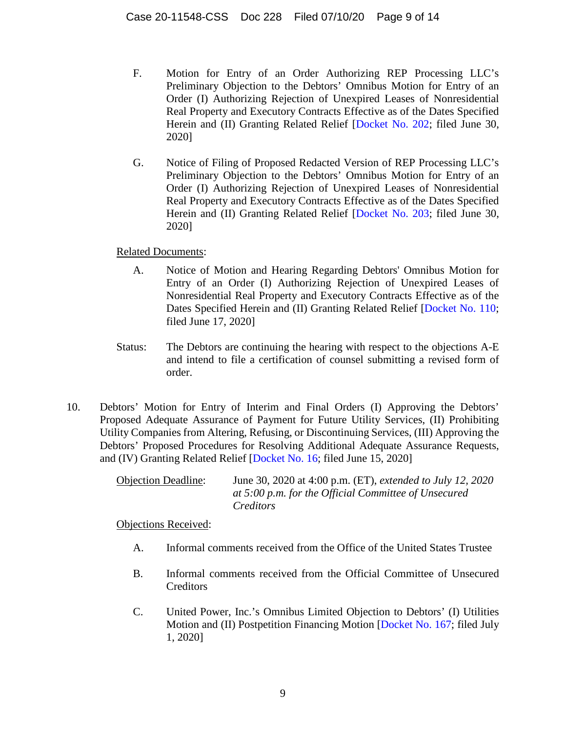F. Motion for Entry of an Order Authorizing REP Processing LLC's Preliminary Objection to the Debtors' Omnibus Motion for Entry of an Order (I) Authorizing Rejection of Unexpired Leases of Nonresidential Real Property and Executory Contracts Effective as of the Dates Specified Herein and (II) Granting Related Relief [Docket No. 202; filed June 30, 2020]

G. Notice of Filing of Proposed Redacted Version of REP Processing LLC's Preliminary Objection to the Debtors' Omnibus Motion for Entry of an Order (I) Authorizing Rejection of Unexpired Leases of Nonresidential Real Property and Executory Contracts Effective as of the Dates Specified Herein and (II) Granting Related Relief [Docket No. 203; filed June 30, 2020]

Related Documents:

A. Notice of Motion and Hearing Regarding Debtors' Omnibus Motion for Entry of an Order (I) Authorizing Rejection of Unexpired Leases of Nonresidential Real Property and Executory Contracts Effective as of the Dates Specified Herein and (II) Granting Related Relief [Docket No. 110; filed June 17, 2020]

Status: The Debtors are continuing the hearing with respect to the objections A-E and intend to file a certification of counsel submitting a revised form of order.

10. Debtors' Motion for Entry of Interim and Final Orders (I) Approving the Debtors' Proposed Adequate Assurance of Payment for Future Utility Services, (II) Prohibiting Utility Companies from Altering, Refusing, or Discontinuing Services, (III) Approving the Debtors' Proposed Procedures for Resolving Additional Adequate Assurance Requests, and (IV) Granting Related Relief [Docket No. 16; filed June 15, 2020]

Objection Deadline: June 30, 2020 at 4:00 p.m. (ET), *extended to July 12, 2020 at 5:00 p.m. for the Official Committee of Unsecured Creditors*

Objections Received:

A. Informal comments received from the Office of the United States Trustee

B. Informal comments received from the Official Committee of Unsecured Creditors

C. United Power, Inc.'s Omnibus Limited Objection to Debtors' (I) Utilities Motion and (II) Postpetition Financing Motion [Docket No. 167; filed July 1, 2020]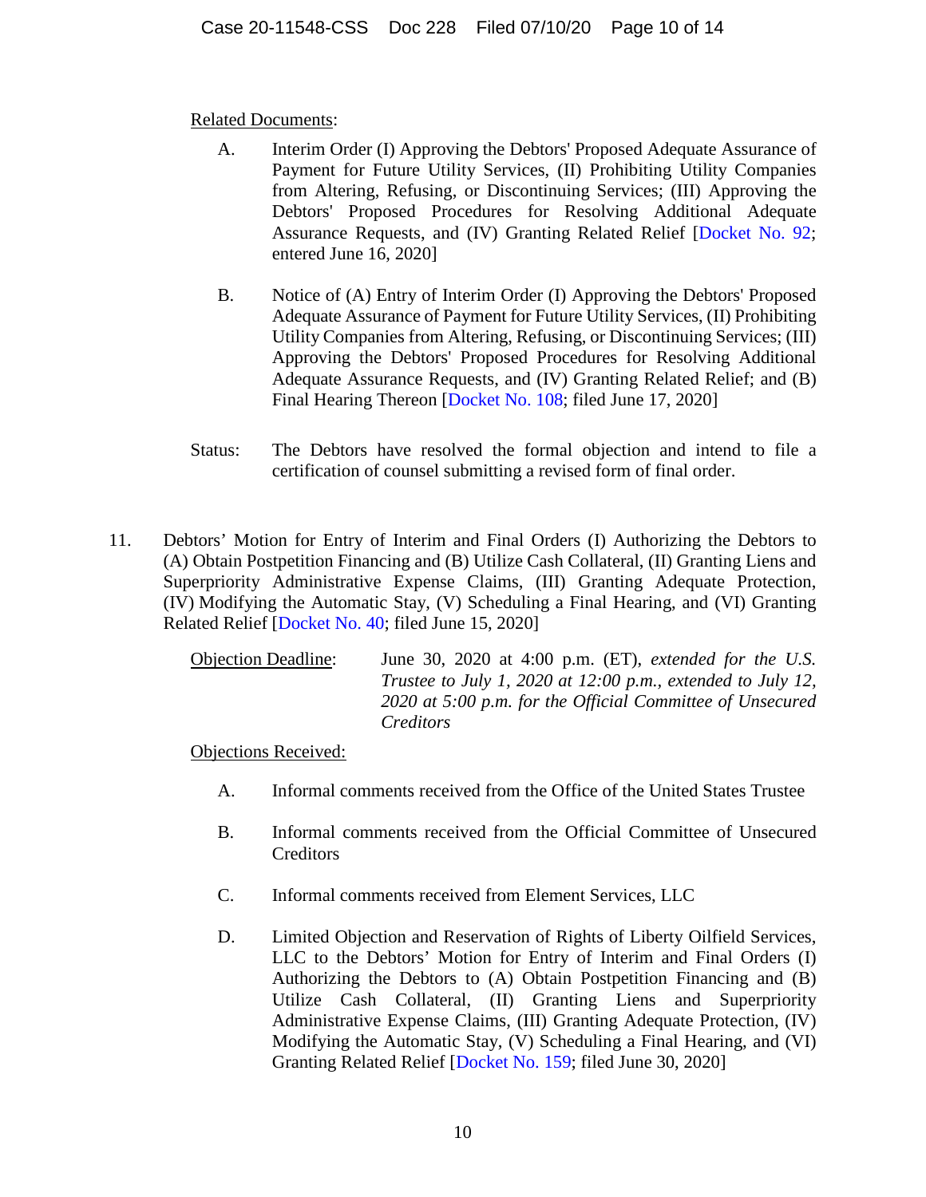Related Documents:

A. Interim Order (I) Approving the Debtors' Proposed Adequate Assurance of Payment for Future Utility Services, (II) Prohibiting Utility Companies from Altering, Refusing, or Discontinuing Services; (III) Approving the Debtors' Proposed Procedures for Resolving Additional Adequate Assurance Requests, and (IV) Granting Related Relief [Docket No. 92; entered June 16, 2020]

B. Notice of (A) Entry of Interim Order (I) Approving the Debtors' Proposed Adequate Assurance of Payment for Future Utility Services, (II) Prohibiting Utility Companies from Altering, Refusing, or Discontinuing Services; (III) Approving the Debtors' Proposed Procedures for Resolving Additional Adequate Assurance Requests, and (IV) Granting Related Relief; and (B) Final Hearing Thereon [Docket No. 108; filed June 17, 2020]

Status: The Debtors have resolved the formal objection and intend to file a certification of counsel submitting a revised form of final order.

11. Debtors' Motion for Entry of Interim and Final Orders (I) Authorizing the Debtors to (A) Obtain Postpetition Financing and (B) Utilize Cash Collateral, (II) Granting Liens and Superpriority Administrative Expense Claims, (III) Granting Adequate Protection, (IV) Modifying the Automatic Stay, (V) Scheduling a Final Hearing, and (VI) Granting Related Relief [Docket No. 40; filed June 15, 2020]

Objection Deadline: June 30, 2020 at 4:00 p.m. (ET), *extended for the U.S. Trustee to July 1, 2020 at 12:00 p.m., extended to July 12, 2020 at 5:00 p.m. for the Official Committee of Unsecured Creditors*

Objections Received:

A. Informal comments received from the Office of the United States Trustee

B. Informal comments received from the Official Committee of Unsecured Creditors

C. Informal comments received from Element Services, LLC

D. Limited Objection and Reservation of Rights of Liberty Oilfield Services, LLC to the Debtors' Motion for Entry of Interim and Final Orders (I) Authorizing the Debtors to (A) Obtain Postpetition Financing and (B) Utilize Cash Collateral, (II) Granting Liens and Superpriority Administrative Expense Claims, (III) Granting Adequate Protection, (IV) Modifying the Automatic Stay, (V) Scheduling a Final Hearing, and (VI) Granting Related Relief [Docket No. 159; filed June 30, 2020]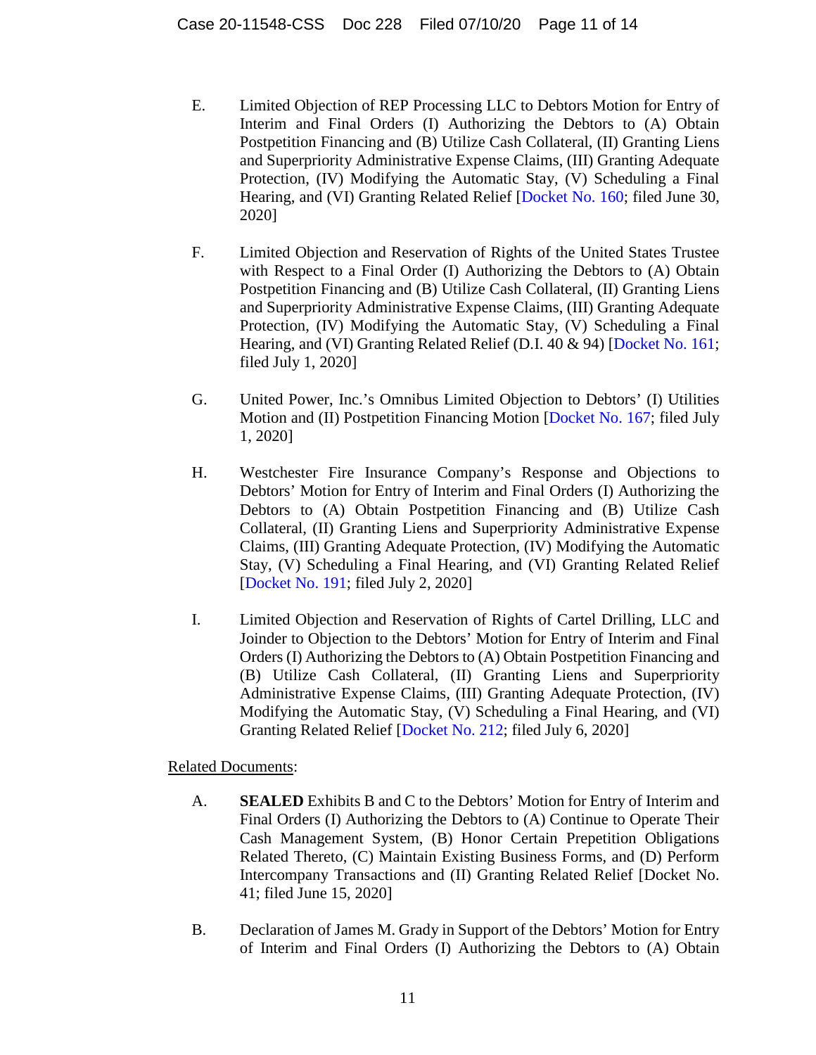E. Limited Objection of REP Processing LLC to Debtors Motion for Entry of Interim and Final Orders (I) Authorizing the Debtors to (A) Obtain Postpetition Financing and (B) Utilize Cash Collateral, (II) Granting Liens and Superpriority Administrative Expense Claims, (III) Granting Adequate Protection, (IV) Modifying the Automatic Stay, (V) Scheduling a Final Hearing, and (VI) Granting Related Relief [Docket No. 160; filed June 30, 2020]

F. Limited Objection and Reservation of Rights of the United States Trustee with Respect to a Final Order (I) Authorizing the Debtors to (A) Obtain Postpetition Financing and (B) Utilize Cash Collateral, (II) Granting Liens and Superpriority Administrative Expense Claims, (III) Granting Adequate Protection, (IV) Modifying the Automatic Stay, (V) Scheduling a Final Hearing, and (VI) Granting Related Relief (D.I. 40 & 94) [Docket No. 161; filed July 1, 2020]

G. United Power, Inc.'s Omnibus Limited Objection to Debtors' (I) Utilities Motion and (II) Postpetition Financing Motion [Docket No. 167; filed July 1, 2020]

H. Westchester Fire Insurance Company's Response and Objections to Debtors' Motion for Entry of Interim and Final Orders (I) Authorizing the Debtors to (A) Obtain Postpetition Financing and (B) Utilize Cash Collateral, (II) Granting Liens and Superpriority Administrative Expense Claims, (III) Granting Adequate Protection, (IV) Modifying the Automatic Stay, (V) Scheduling a Final Hearing, and (VI) Granting Related Relief [Docket No. 191; filed July 2, 2020]

I. Limited Objection and Reservation of Rights of Cartel Drilling, LLC and Joinder to Objection to the Debtors' Motion for Entry of Interim and Final Orders (I) Authorizing the Debtors to (A) Obtain Postpetition Financing and (B) Utilize Cash Collateral, (II) Granting Liens and Superpriority Administrative Expense Claims, (III) Granting Adequate Protection, (IV) Modifying the Automatic Stay, (V) Scheduling a Final Hearing, and (VI) Granting Related Relief [Docket No. 212; filed July 6, 2020]

Related Documents:

A. **SEALED** Exhibits B and C to the Debtors' Motion for Entry of Interim and Final Orders (I) Authorizing the Debtors to (A) Continue to Operate Their Cash Management System, (B) Honor Certain Prepetition Obligations Related Thereto, (C) Maintain Existing Business Forms, and (D) Perform Intercompany Transactions and (II) Granting Related Relief [Docket No. 41; filed June 15, 2020]

B. Declaration of James M. Grady in Support of the Debtors' Motion for Entry of Interim and Final Orders (I) Authorizing the Debtors to (A) Obtain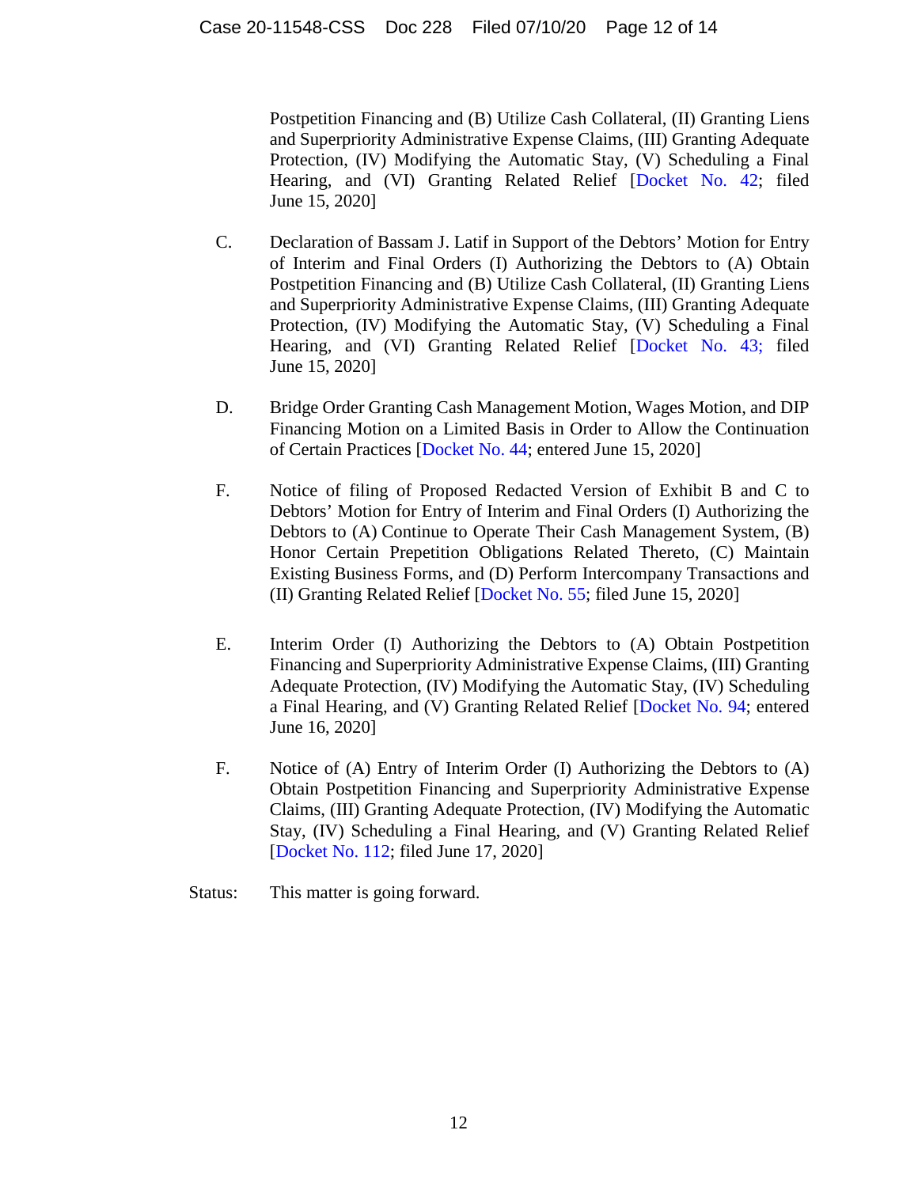Postpetition Financing and (B) Utilize Cash Collateral, (II) Granting Liens and Superpriority Administrative Expense Claims, (III) Granting Adequate Protection, (IV) Modifying the Automatic Stay, (V) Scheduling a Final Hearing, and (VI) Granting Related Relief [Docket No. 42; filed June 15, 2020]

C. Declaration of Bassam J. Latif in Support of the Debtors' Motion for Entry of Interim and Final Orders (I) Authorizing the Debtors to (A) Obtain Postpetition Financing and (B) Utilize Cash Collateral, (II) Granting Liens and Superpriority Administrative Expense Claims, (III) Granting Adequate Protection, (IV) Modifying the Automatic Stay, (V) Scheduling a Final Hearing, and (VI) Granting Related Relief [Docket No. 43; filed June 15, 2020]

D. Bridge Order Granting Cash Management Motion, Wages Motion, and DIP Financing Motion on a Limited Basis in Order to Allow the Continuation of Certain Practices [Docket No. 44; entered June 15, 2020]

F. Notice of filing of Proposed Redacted Version of Exhibit B and C to Debtors' Motion for Entry of Interim and Final Orders (I) Authorizing the Debtors to (A) Continue to Operate Their Cash Management System, (B) Honor Certain Prepetition Obligations Related Thereto, (C) Maintain Existing Business Forms, and (D) Perform Intercompany Transactions and (II) Granting Related Relief [Docket No. 55; filed June 15, 2020]

E. Interim Order (I) Authorizing the Debtors to (A) Obtain Postpetition Financing and Superpriority Administrative Expense Claims, (III) Granting Adequate Protection, (IV) Modifying the Automatic Stay, (IV) Scheduling a Final Hearing, and (V) Granting Related Relief [Docket No. 94; entered June 16, 2020]

F. Notice of (A) Entry of Interim Order (I) Authorizing the Debtors to (A) Obtain Postpetition Financing and Superpriority Administrative Expense Claims, (III) Granting Adequate Protection, (IV) Modifying the Automatic Stay, (IV) Scheduling a Final Hearing, and (V) Granting Related Relief [Docket No. 112; filed June 17, 2020]

Status: This matter is going forward.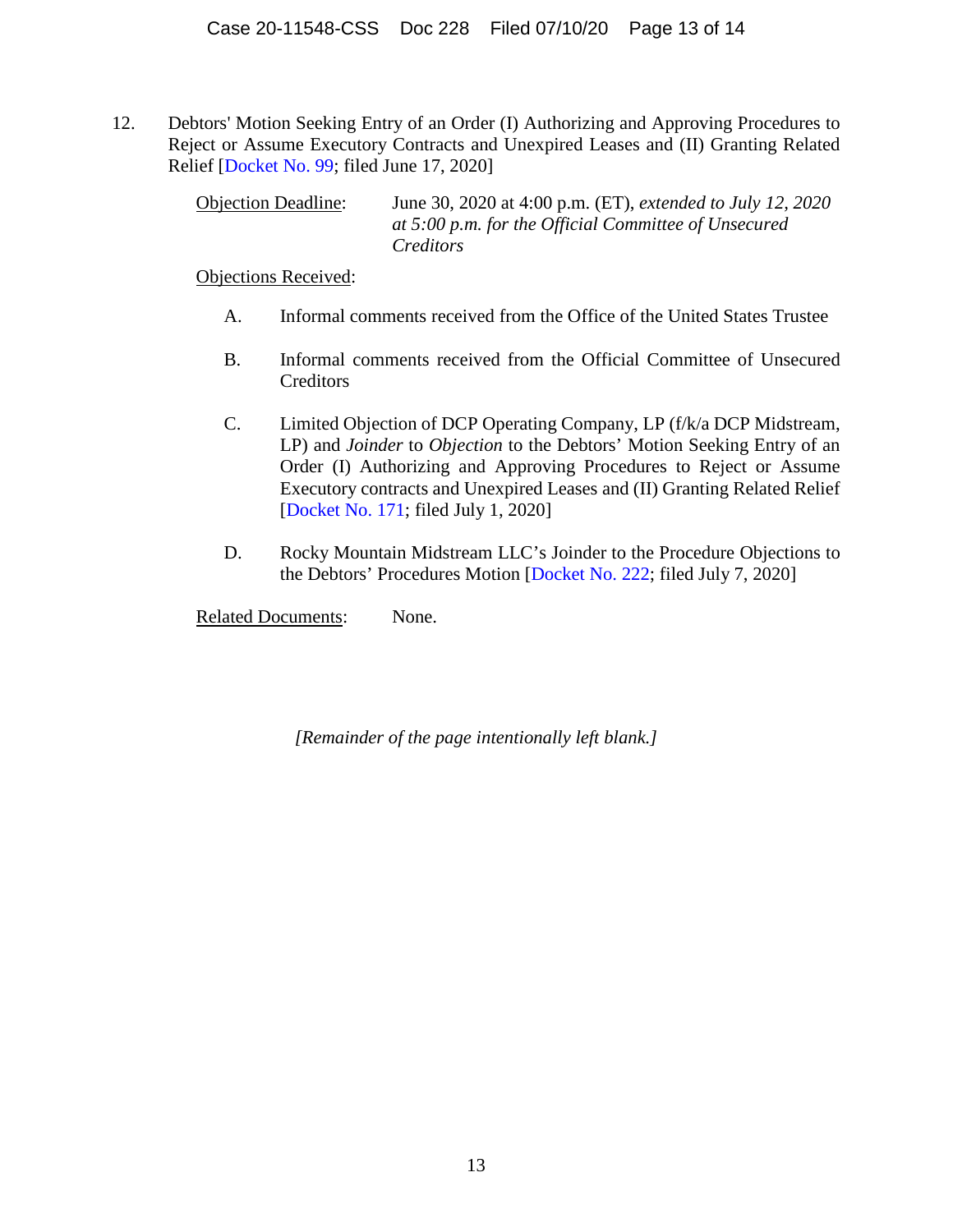12. Debtors' Motion Seeking Entry of an Order (I) Authorizing and Approving Procedures to Reject or Assume Executory Contracts and Unexpired Leases and (II) Granting Related Relief [Docket No. 99; filed June 17, 2020]

 Objection Deadline: June 30, 2020 at 4:00 p.m. (ET), *extended to July 12, 2020 at 5:00 p.m. for the Official Committee of Unsecured Creditors*

 Objections Received:

 A. Informal comments received from the Office of the United States Trustee

 B. Informal comments received from the Official Committee of Unsecured Creditors

 C. Limited Objection of DCP Operating Company, LP (f/k/a DCP Midstream, LP) and *Joinder* to *Objection* to the Debtors' Motion Seeking Entry of an Order (I) Authorizing and Approving Procedures to Reject or Assume Executory contracts and Unexpired Leases and (II) Granting Related Relief [Docket No. 171; filed July 1, 2020]

 D. Rocky Mountain Midstream LLC's Joinder to the Procedure Objections to the Debtors' Procedures Motion [Docket No. 222; filed July 7, 2020]

 Related Documents: None.

*[Remainder of the page intentionally left blank.]*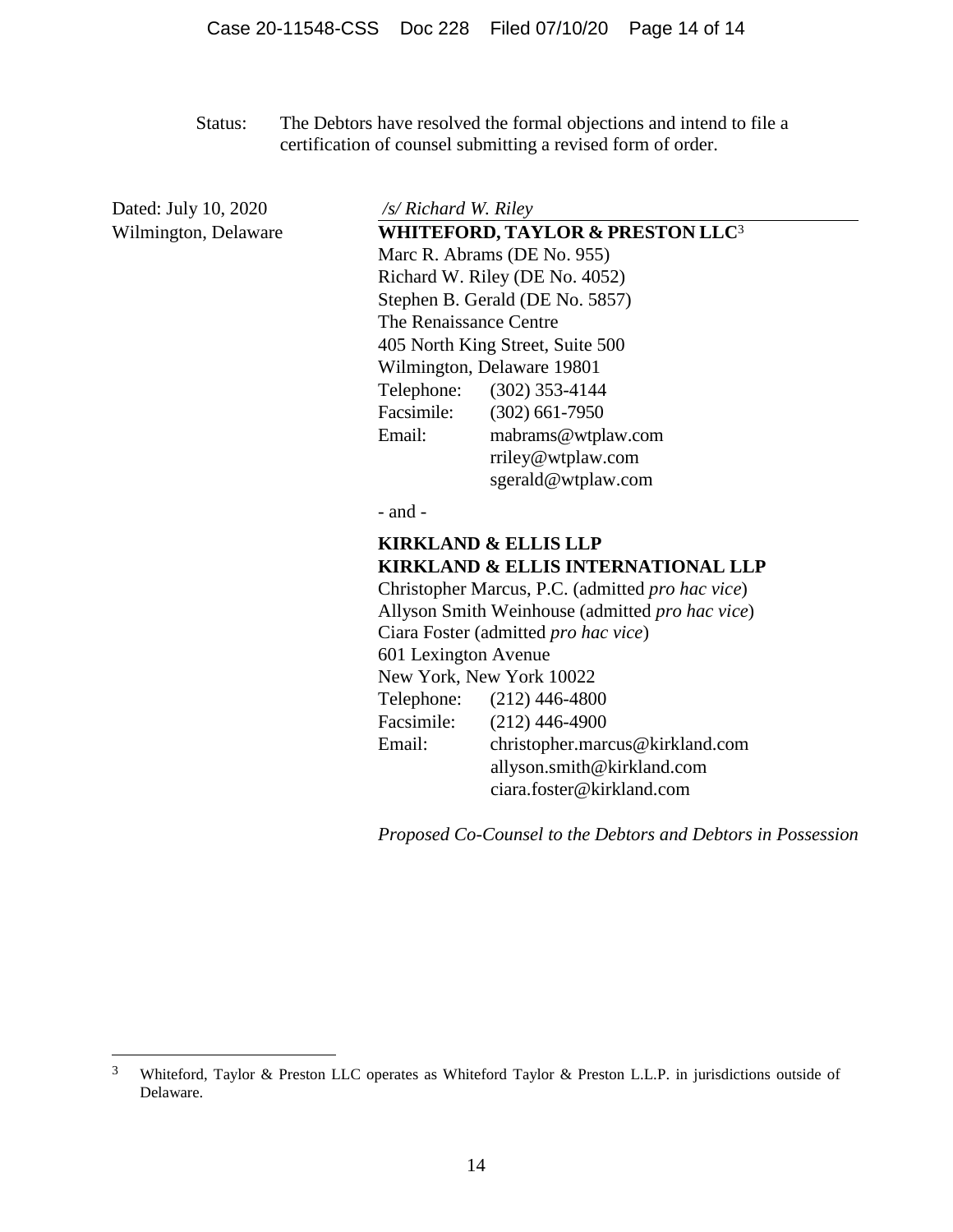Status: The Debtors have resolved the formal objections and intend to file a certification of counsel submitting a revised form of order.

Dated: July 10, 2020
Wilmington, Delaware

*/s/ Richard W. Riley*

**WHITEFORD, TAYLOR & PRESTON LLC**[3]
Marc R. Abrams (DE No. 955)
Richard W. Riley (DE No. 4052)
Stephen B. Gerald (DE No. 5857)
The Renaissance Centre
405 North King Street, Suite 500
Wilmington, Delaware 19801
Telephone: (302) 353-4144
Facsimile: (302) 661-7950
Email: mabrams@wtplaw.com
rriley@wtplaw.com
sgerald@wtplaw.com

\- and -

**KIRKLAND & ELLIS LLP**
**KIRKLAND & ELLIS INTERNATIONAL LLP**
Christopher Marcus, P.C. (admitted *pro hac vice*)
Allyson Smith Weinhouse (admitted *pro hac vice*)
Ciara Foster (admitted *pro hac vice*)
601 Lexington Avenue
New York, New York 10022
Telephone: (212) 446-4800
Facsimile: (212) 446-4900
Email: christopher.marcus@kirkland.com
allyson.smith@kirkland.com
ciara.foster@kirkland.com

*Proposed Co-Counsel to the Debtors and Debtors in Possession*

---

[3] Whiteford, Taylor & Preston LLC operates as Whiteford Taylor & Preston L.L.P. in jurisdictions outside of Delaware.